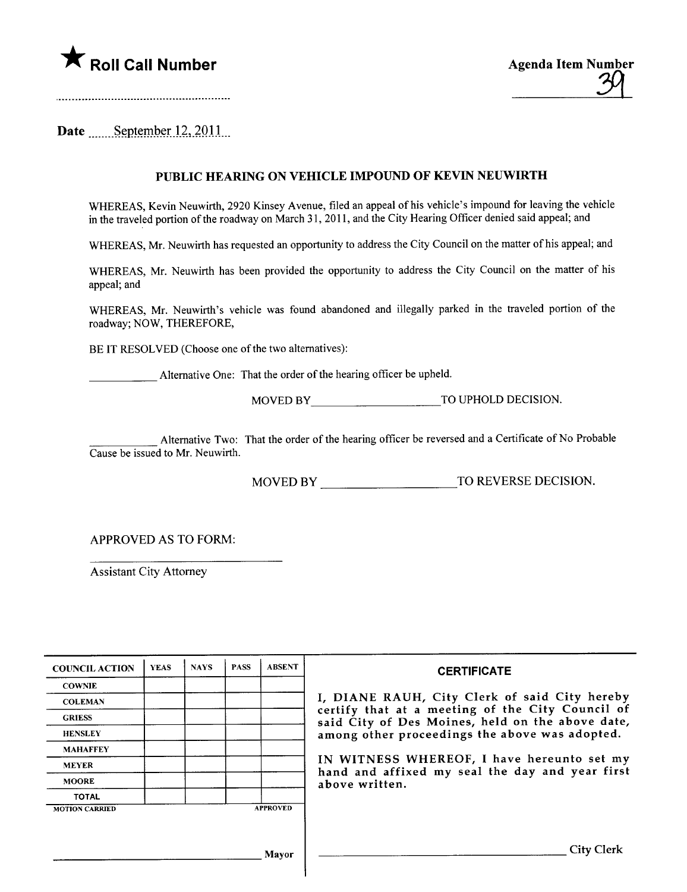★ **Roll Call Number**

**Agenda Item Number**
39

Date September 12, 2011

## PUBLIC HEARING ON VEHICLE IMPOUND OF KEVIN NEUWIRTH

WHEREAS, Kevin Neuwirth, 2920 Kinsey Avenue, filed an appeal of his vehicle's impound for leaving the vehicle in the traveled portion of the roadway on March 31, 2011, and the City Hearing Officer denied said appeal; and

WHEREAS, Mr. Neuwirth has requested an opportunity to address the City Council on the matter of his appeal; and

WHEREAS, Mr. Neuwirth has been provided the opportunity to address the City Council on the matter of his appeal; and

WHEREAS, Mr. Neuwirth's vehicle was found abandoned and illegally parked in the traveled portion of the roadway; NOW, THEREFORE,

BE IT RESOLVED (Choose one of the two alternatives):

__________ Alternative One: That the order of the hearing officer be upheld.

MOVED BY ____________________ TO UPHOLD DECISION.

__________ Alternative Two: That the order of the hearing officer be reversed and a Certificate of No Probable Cause be issued to Mr. Neuwirth.

MOVED BY ____________________ TO REVERSE DECISION.

APPROVED AS TO FORM:

______________________________
Assistant City Attorney

| COUNCIL ACTION | YEAS | NAYS | PASS | ABSENT |
|---|---|---|---|---|
| COWNIE | | | | |
| COLEMAN | | | | |
| GRIESS | | | | |
| HENSLEY | | | | |
| MAHAFFEY | | | | |
| MEYER | | | | |
| MOORE | | | | |
| TOTAL | | | | |
| MOTION CARRIED | | | | APPROVED |

______________________________ Mayor

**CERTIFICATE**

I, DIANE RAUH, City Clerk of said City hereby certify that at a meeting of the City Council of said City of Des Moines, held on the above date, among other proceedings the above was adopted.

IN WITNESS WHEREOF, I have hereunto set my hand and affixed my seal the day and year first above written.

______________________________ City Clerk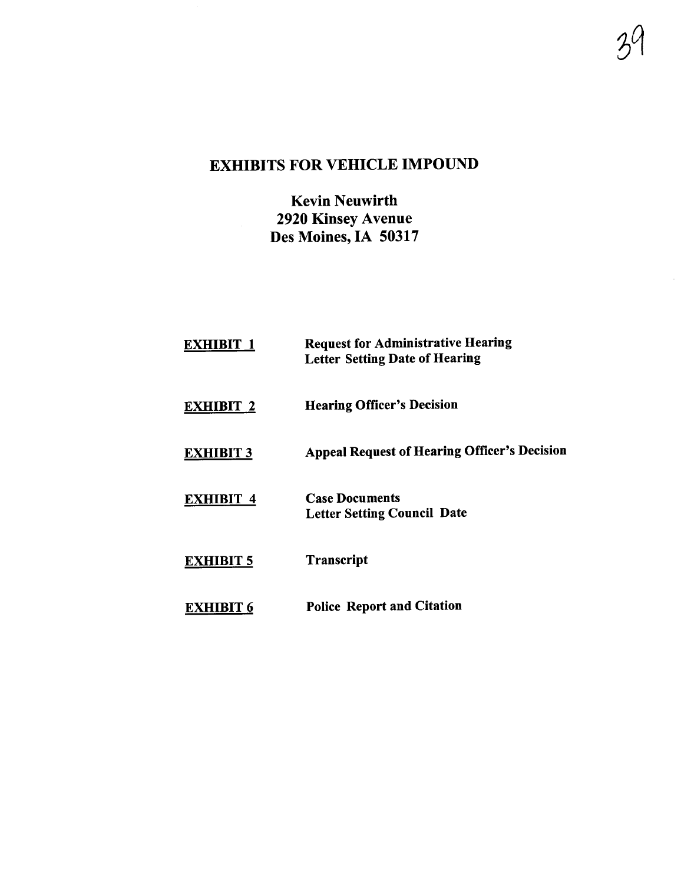# EXHIBITS FOR VEHICLE IMPOUND

**Kevin Neuwirth**
**2920 Kinsey Avenue**
**Des Moines, IA 50317**

| | |
|---|---|
| **EXHIBIT 1** | **Request for Administrative Hearing**<br>**Letter Setting Date of Hearing** |
| **EXHIBIT 2** | **Hearing Officer's Decision** |
| **EXHIBIT 3** | **Appeal Request of Hearing Officer's Decision** |
| **EXHIBIT 4** | **Case Documents**<br>**Letter Setting Council Date** |
| **EXHIBIT 5** | **Transcript** |
| **EXHIBIT 6** | **Police Report and Citation** |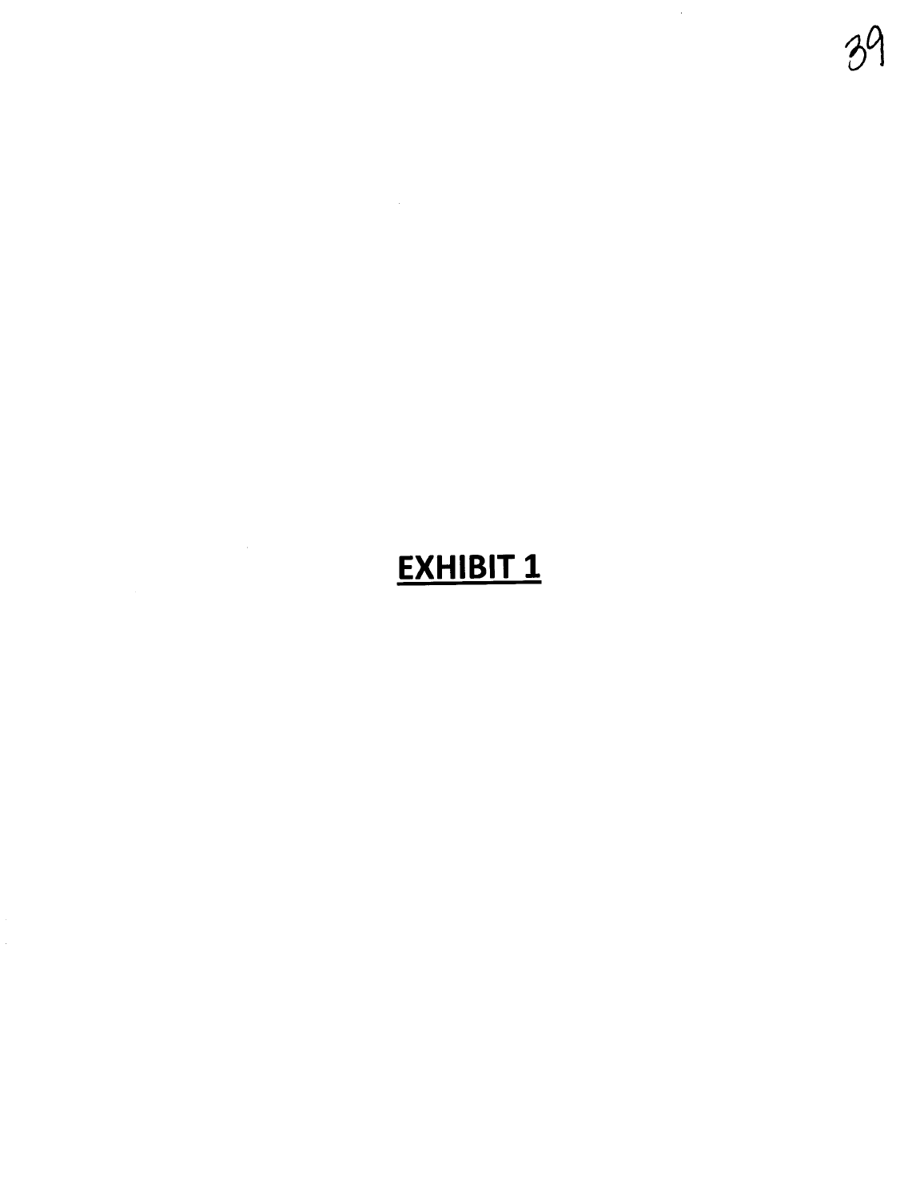**EXHIBIT 1**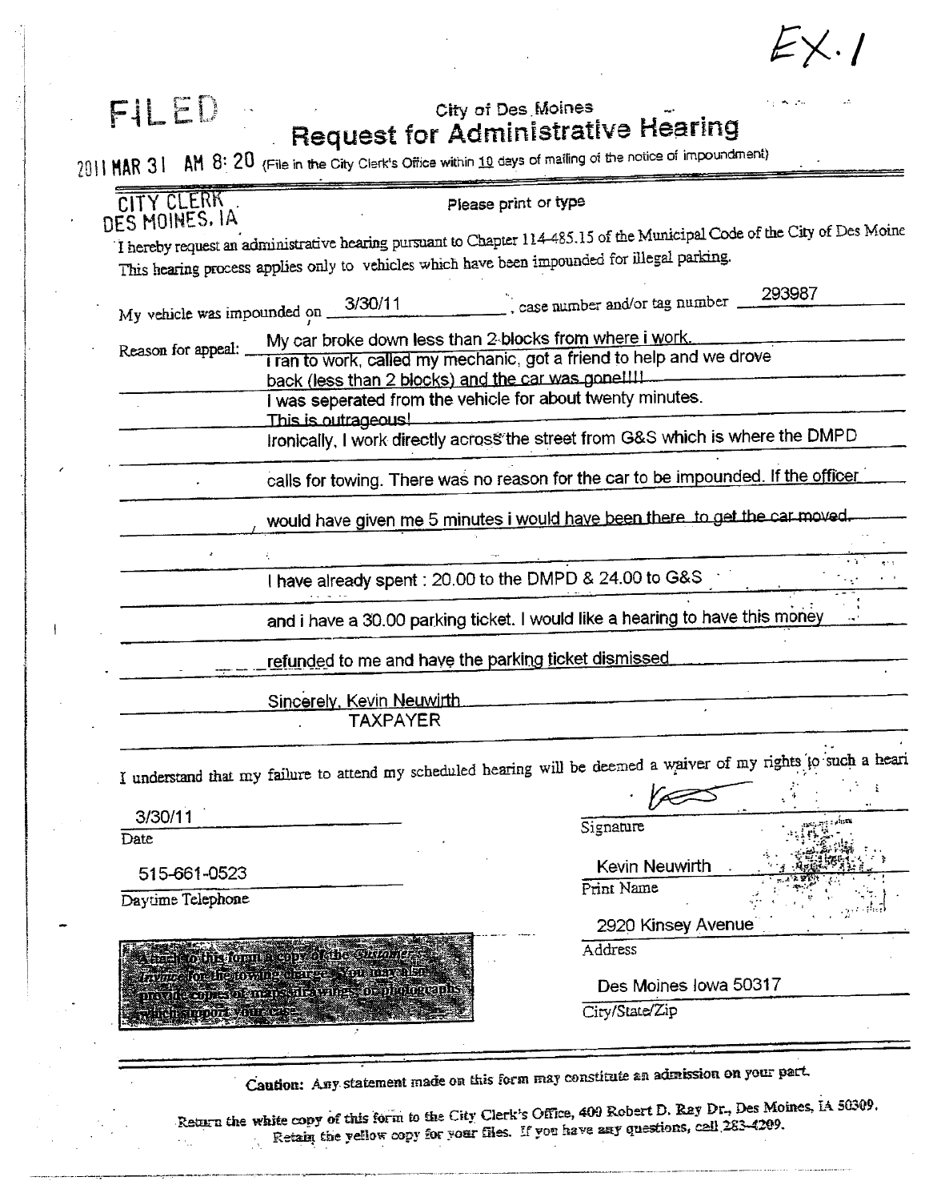EX. 1

FILED

2011 MAR 31 AM 8: 20

CITY CLERK
DES MOINES, IA

City of Des Moines

# Request for Administrative Hearing

(File in the City Clerk's Office within 10 days of mailing of the notice of impoundment)

Please print or type

I hereby request an administrative hearing pursuant to Chapter 114-485.15 of the Municipal Code of the City of Des Moine This hearing process applies only to vehicles which have been impounded for illegal parking.

My vehicle was impounded on 3/30/11, case number and/or tag number 293987

Reason for appeal: My car broke down less than 2 blocks from where i work. I ran to work, called my mechanic, got a friend to help and we drove back (less than 2 blocks) and the car was gone!!!!
I was seperated from the vehicle for about twenty minutes.
This is outrageous!
Ironically, I work directly across the street from G&S which is where the DMPD calls for towing. There was no reason for the car to be impounded. If the officer would have given me 5 minutes i would have been there to get the car moved.

I have already spent : 20.00 to the DMPD & 24.00 to G&S and i have a 30.00 parking ticket. I would like a hearing to have this money refunded to me and have the parking ticket dismissed

Sincerely, Kevin Neuwirth
TAXPAYER

I understand that my failure to attend my scheduled hearing will be deemed a waiver of my rights to such a heari

3/30/11
Date

515-661-0523
Daytime Telephone

Signature

Kevin Neuwirth
Print Name

2920 Kinsey Avenue
Address

Des Moines Iowa 50317
City/State/Zip

Attach to this form a copy of the *Customer Invoice* for the towing charges. You may also provide copies of maps, drawings, or photographs which support your case.

**Caution:** Any statement made on this form may constitute an admission on your part.

Return the white copy of this form to the City Clerk's Office, 400 Robert D. Ray Dr., Des Moines, IA 50309. Retain the yellow copy for your files. If you have any questions, call 283-4209.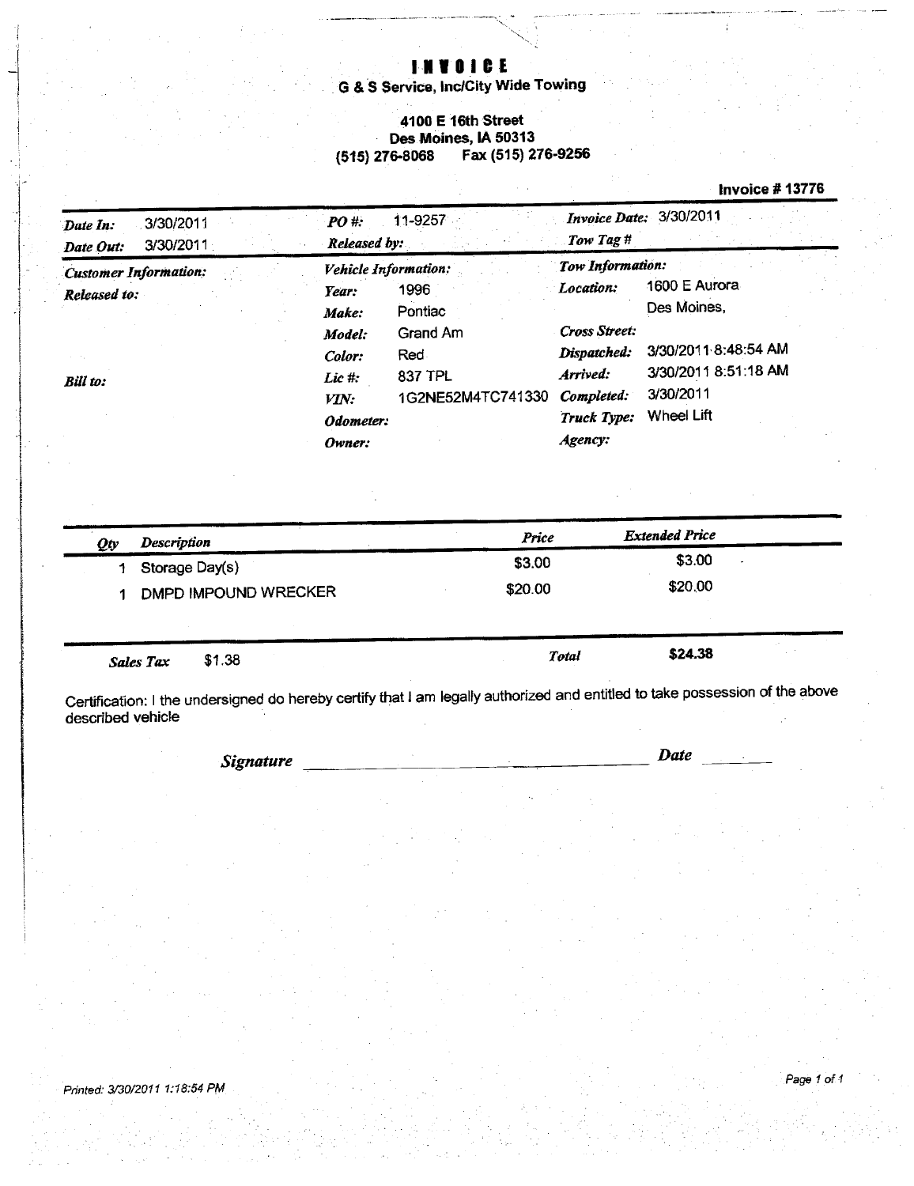# INVOICE

**G & S Service, Inc/City Wide Towing**

**4100 E 16th Street**
**Des Moines, IA 50313**
**(515) 276-8068 Fax (515) 276-9256**

**Invoice # 13776**

| | | | | | |
|---|---|---|---|---|---|
| *Date In:* | 3/30/2011 | *PO #:* | 11-9257 | *Invoice Date:* | 3/30/2011 |
| *Date Out:* | 3/30/2011 | *Released by:* | | *Tow Tag #* | |

| | | | | | |
|---|---|---|---|---|---|
| *Customer Information:* | | *Vehicle Information:* | | *Tow Information:* | |
| *Released to:* | | *Year:* | 1996 | *Location:* | 1600 E Aurora Des Moines, |
| | | *Make:* | Pontiac | | |
| | | *Model:* | Grand Am | *Cross Street:* | |
| | | *Color:* | Red | *Dispatched:* | 3/30/2011 8:48:54 AM |
| *Bill to:* | | *Lic #:* | 837 TPL | *Arrived:* | 3/30/2011 8:51:18 AM |
| | | *VIN:* | 1G2NE52M4TC741330 | *Completed:* | 3/30/2011 |
| | | *Odometer:* | | *Truck Type:* | Wheel Lift |
| | | *Owner:* | | *Agency:* | |

| *Qty* | *Description* | *Price* | *Extended Price* |
|---|---|---|---|
| 1 | Storage Day(s) | $3.00 | $3.00 |
| 1 | DMPD IMPOUND WRECKER | $20.00 | $20.00 |

*Sales Tax* $1.38 | *Total* **$24.38**

Certification: I the undersigned do hereby certify that I am legally authorized and entitled to take possession of the above described vehicle

*Signature* ______________________ *Date* ________

*Printed: 3/30/2011 1:18:54 PM*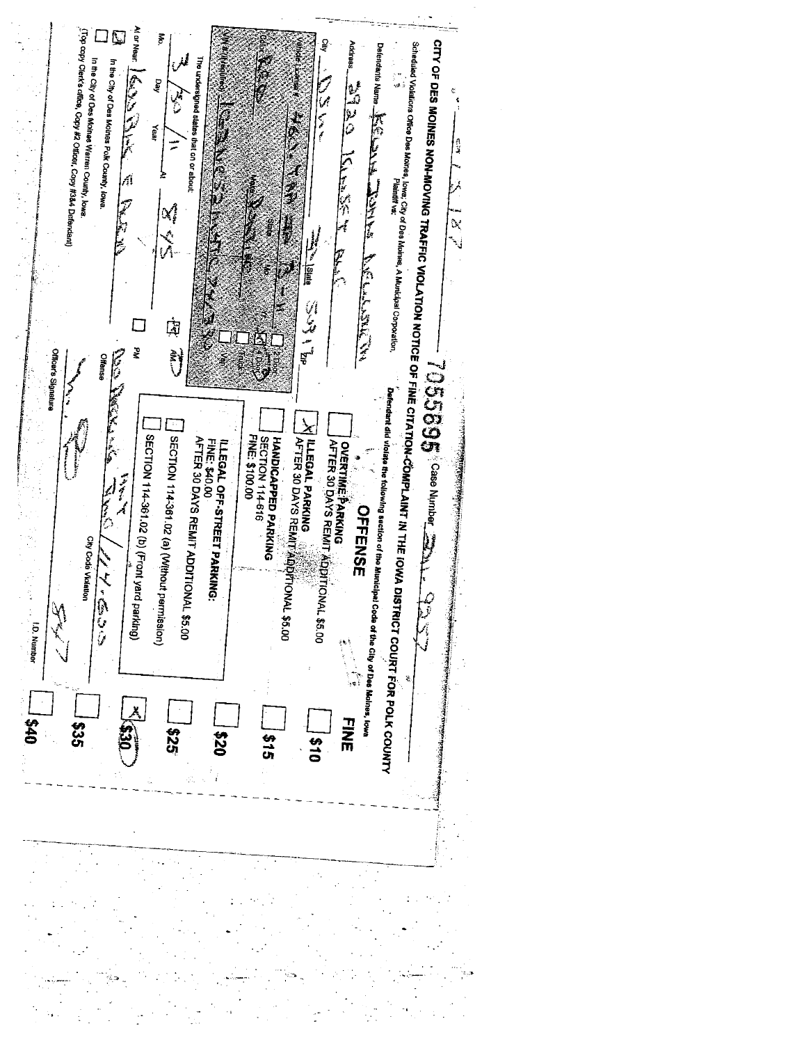# CITY OF DES MOINES NON-MOVING TRAFFIC VIOLATION NOTICE OF FINE CITATION-COMPLAINT IN THE IOWA DISTRICT COURT FOR POLK COUNTY

7055695 Case Number

Scheduled Violations Office Des Moines, Iowa; City of Des Moines, A Municipal Corporation, Plaintiff vs:

Defendants Name

Address

City ______ State ______ ZIP ______

Vehicle License # ______ State ______ Yr. ______

Color ______ Make ______

VIN (if required) ______

- [ ] 2 Door
- [x] 4 Door
- [ ] Truck
- [ ] Van

The undersigned states that on or about:

Mo. 3 / Day 30 / Year 11 At 8:45

- [x] AM
- [ ] PM

At or Near ______

- [x] In the City of Des Moines Polk County, Iowa.
- [ ] In the City of Des Moines Warren County, Iowa.

(Top copy Clerk's office, Copy #2 Officer, Copy #3&4 Defendant)

Defendant did violate the following section of the Municipal Code of the City of Des Moines, Iowa

| OFFENSE | FINE |
|---|---|
| [ ] OVERTIME PARKING AFTER 30 DAYS REMIT ADDITIONAL $5.00 | [ ] $10 |
| [x] ILLEGAL PARKING AFTER 30 DAYS REMIT ADDITIONAL $5.00 | [ ] $15 |
| [ ] HANDICAPPED PARKING SECTION 114-616 FINE: $100.00 | [ ] $20 |
| ILLEGAL OFF-STREET PARKING: FINE: $40.00 AFTER 30 DAYS REMIT ADDITIONAL $5.00 | [ ] $25 |
| [ ] SECTION 114-361.02 (a) (Without permission) | [x] $30 |
| [ ] SECTION 114-361.02 (b) (Front yard parking) | [ ] $35 |
| | [ ] $40 |

Offense ______ City Code Violation ______

Officer's Signature ______ I.D. Number ______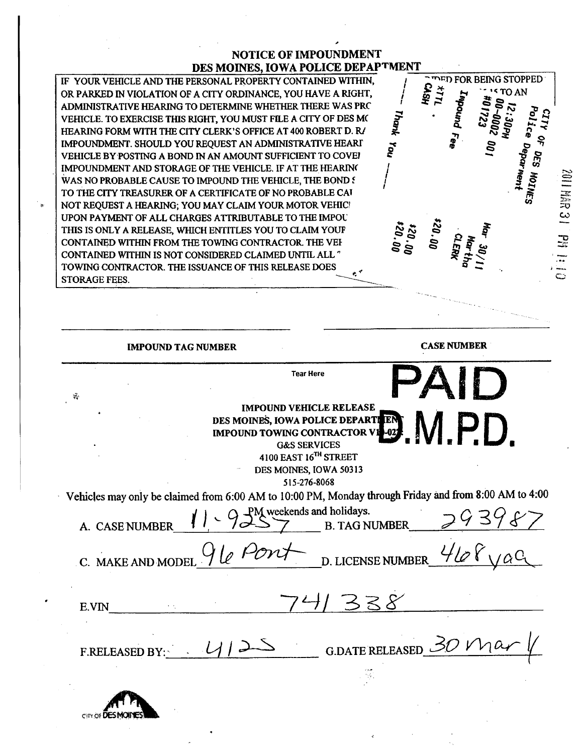## NOTICE OF IMPOUNDMENT
## DES MOINES, IOWA POLICE DEPARTMENT

IF YOUR VEHICLE AND THE PERSONAL PROPERTY CONTAINED WITHIN, ...ED FOR BEING STOPPED OR PARKED IN VIOLATION OF A CITY ORDINANCE, YOU HAVE A RIGHT, ... TO AN ADMINISTRATIVE HEARING TO DETERMINE WHETHER THERE WAS PRC VEHICLE. TO EXERCISE THIS RIGHT, YOU MUST FILE A CITY OF DES MC HEARING FORM WITH THE CITY CLERK'S OFFICE AT 400 ROBERT D. R/ IMPOUNDMENT. SHOULD YOU REQUEST AN ADMINISTRATIVE HEARI VEHICLE BY POSTING A BOND IN AN AMOUNT SUFFICIENT TO COVEI IMPOUNDMENT AND STORAGE OF THE VEHICLE. IF AT THE HEARINC WAS NO PROBABLE CAUSE TO IMPOUND THE VEHICLE, THE BOND S TO THE CITY TREASURER OF A CERTIFICATE OF NO PROBABLE CAI NOT REQUEST A HEARING; YOU MAY CLAIM YOUR MOTOR VEHIC UPON PAYMENT OF ALL CHARGES ATTRIBUTABLE TO THE IMPOU THIS IS ONLY A RELEASE, WHICH ENTITLES YOU TO CLAIM YOUR CONTAINED WITHIN FROM THE TOWING CONTRACTOR. THE VEI CONTAINED WITHIN IS NOT CONSIDERED CLAIMED UNTIL ALL TOWING CONTRACTOR. THE ISSUANCE OF THIS RELEASE DOES STORAGE FEES.

CITY OF DES MOINES
Police Deparment
12:30PM
00-0002 001
#01723
Impound Fee $20.00
*TTL $20.00
CASH $20.00
Mar 30/11
Martha
CLERK
Thank You

2011 MAR 31 PM 1:10

IMPOUND TAG NUMBER | CASE NUMBER

Tear Here

**PAID D.M.P.D.**

**IMPOUND VEHICLE RELEASE**
**DES MOINES, IOWA POLICE DEPARTMENT**
**IMPOUND TOWING CONTRACTOR V...-02...**
G&S SERVICES
4100 EAST 16TH STREET
DES MOINES, IOWA 50313
515-276-8068

Vehicles may only be claimed from 6:00 AM to 10:00 PM, Monday through Friday and from 8:00 AM to 4:00 PM weekends and holidays.

A. CASE NUMBER 11-92557 B. TAG NUMBER 293987

C. MAKE AND MODEL 96 Pont D. LICENSE NUMBER 468 yaa

E.VIN 741338

F.RELEASED BY: 4125 G.DATE RELEASED 30 Mar 11

CITY OF DES MOINES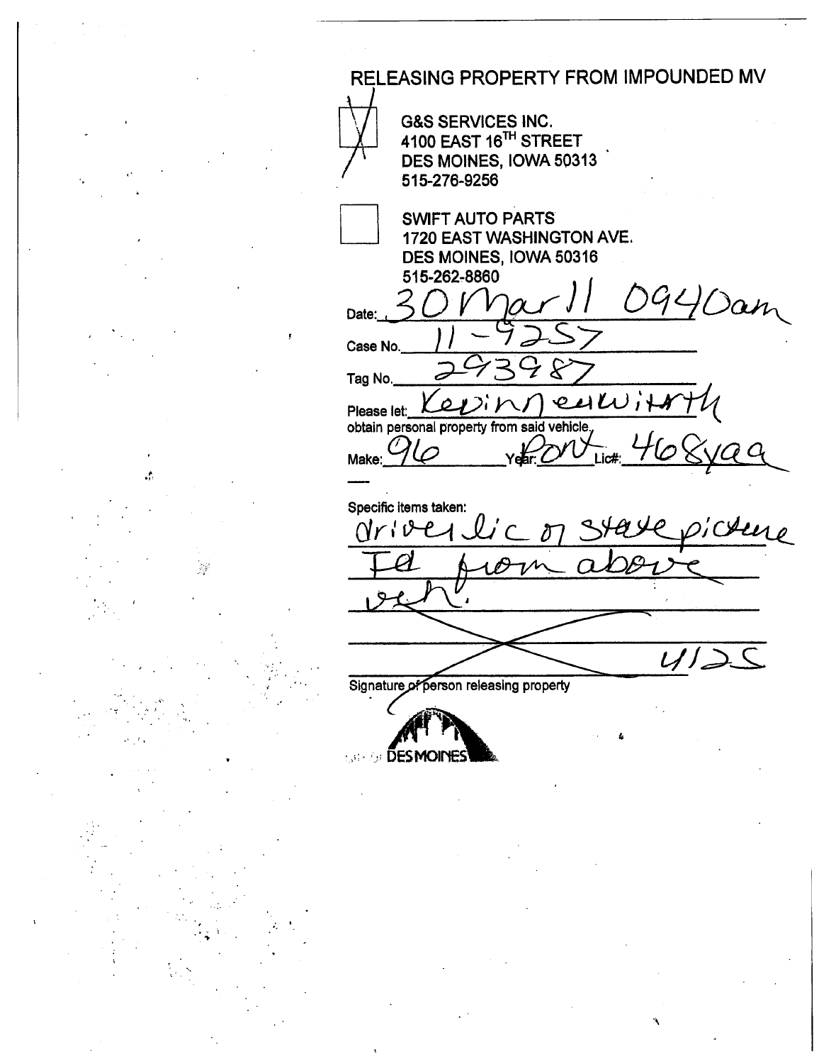# RELEASING PROPERTY FROM IMPOUNDED MV

- [X] G&S SERVICES INC.
  4100 EAST 16TH STREET
  DES MOINES, IOWA 50313
  515-276-9256

- [ ] SWIFT AUTO PARTS
  1720 EAST WASHINGTON AVE.
  DES MOINES, IOWA 50316
  515-262-8860

Date: 30 Mar 11 0940am

Case No. 11-9257

Tag No. 293987

Please let: Kevin Neuwirth

obtain personal property from said vehicle.

Make: 96 Year: Pont Lic#: 468yaa

Specific items taken:

driver lic or state picture ID from above veh.

4125

Signature of person releasing property

DES MOINES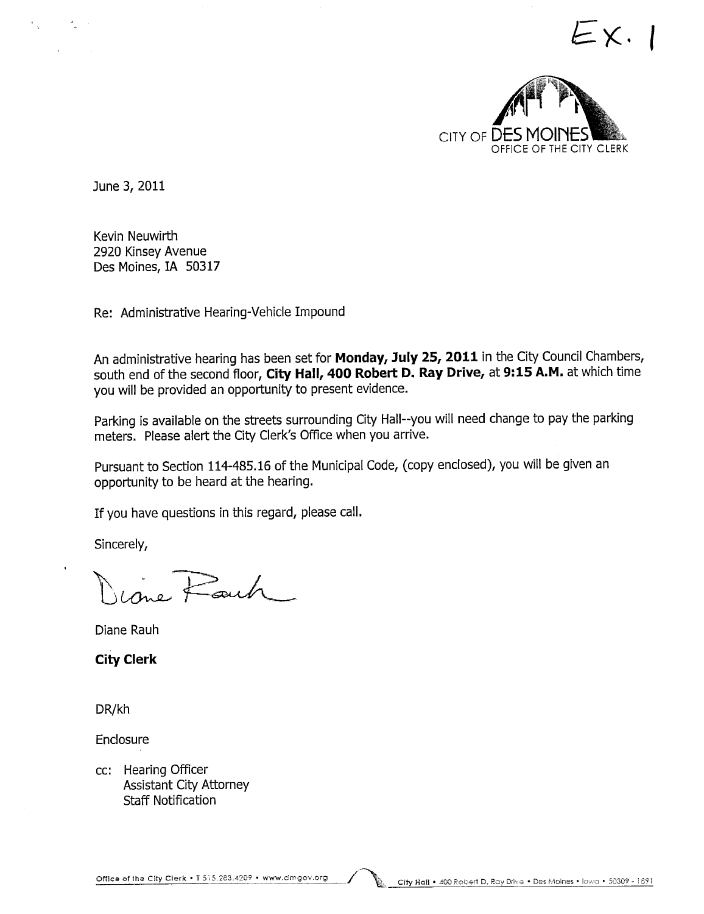Ex. 1

CITY OF DES MOINES
OFFICE OF THE CITY CLERK

June 3, 2011

Kevin Neuwirth
2920 Kinsey Avenue
Des Moines, IA 50317

Re: Administrative Hearing-Vehicle Impound

An administrative hearing has been set for **Monday, July 25, 2011** in the City Council Chambers, south end of the second floor, **City Hall, 400 Robert D. Ray Drive,** at **9:15 A.M.** at which time you will be provided an opportunity to present evidence.

Parking is available on the streets surrounding City Hall--you will need change to pay the parking meters. Please alert the City Clerk's Office when you arrive.

Pursuant to Section 114-485.16 of the Municipal Code, (copy enclosed), you will be given an opportunity to be heard at the hearing.

If you have questions in this regard, please call.

Sincerely,

Diane Rauh

Diane Rauh

**City Clerk**

DR/kh

Enclosure

cc: Hearing Officer
Assistant City Attorney
Staff Notification

Office of the City Clerk • T 515.283.4209 • www.dmgov.org — City Hall • 400 Robert D. Ray Drive • Des Moines • Iowa • 50309 - 1891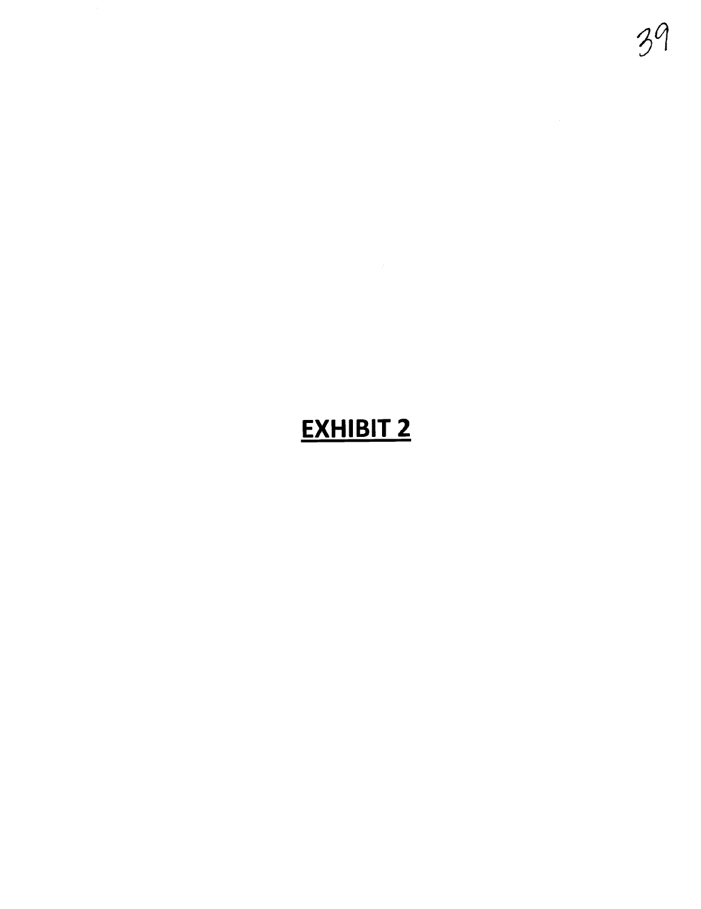**EXHIBIT 2**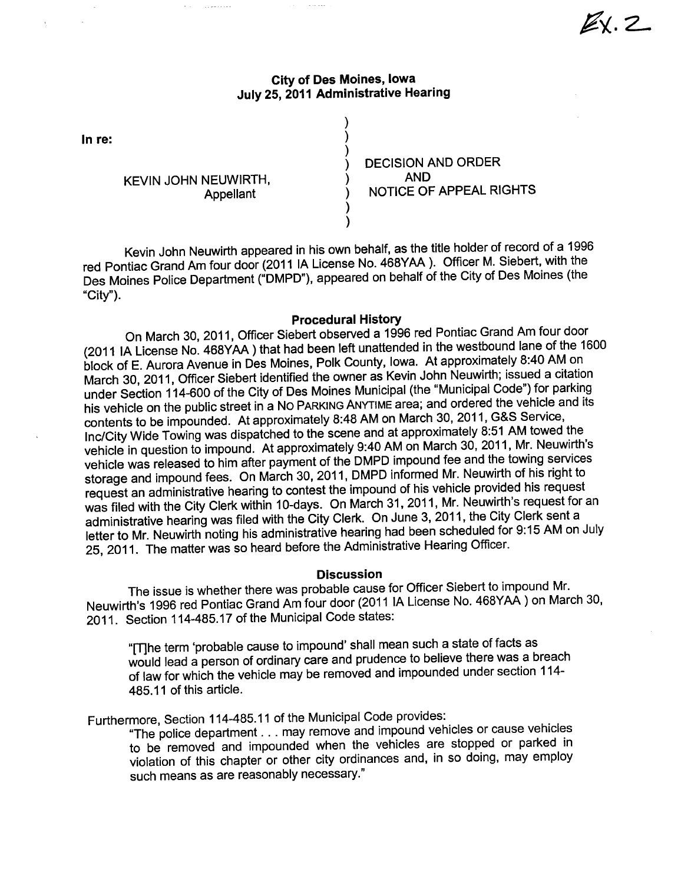Ex. 2

**City of Des Moines, Iowa**
**July 25, 2011 Administrative Hearing**

In re:

KEVIN JOHN NEUWIRTH,
Appellant

DECISION AND ORDER
AND
NOTICE OF APPEAL RIGHTS

Kevin John Neuwirth appeared in his own behalf, as the title holder of record of a 1996 red Pontiac Grand Am four door (2011 IA License No. 468YAA ). Officer M. Siebert, with the Des Moines Police Department ("DMPD"), appeared on behalf of the City of Des Moines (the "City").

## Procedural History

On March 30, 2011, Officer Siebert observed a 1996 red Pontiac Grand Am four door (2011 IA License No. 468YAA ) that had been left unattended in the westbound lane of the 1600 block of E. Aurora Avenue in Des Moines, Polk County, Iowa. At approximately 8:40 AM on March 30, 2011, Officer Siebert identified the owner as Kevin John Neuwirth; issued a citation under Section 114-600 of the City of Des Moines Municipal (the "Municipal Code") for parking his vehicle on the public street in a NO PARKING ANYTIME area; and ordered the vehicle and its contents to be impounded. At approximately 8:48 AM on March 30, 2011, G&S Service, Inc/City Wide Towing was dispatched to the scene and at approximately 8:51 AM towed the vehicle in question to impound. At approximately 9:40 AM on March 30, 2011, Mr. Neuwirth's vehicle was released to him after payment of the DMPD impound fee and the towing services storage and impound fees. On March 30, 2011, DMPD informed Mr. Neuwirth of his right to request an administrative hearing to contest the impound of his vehicle provided his request was filed with the City Clerk within 10-days. On March 31, 2011, Mr. Neuwirth's request for an administrative hearing was filed with the City Clerk. On June 3, 2011, the City Clerk sent a letter to Mr. Neuwirth noting his administrative hearing had been scheduled for 9:15 AM on July 25, 2011. The matter was so heard before the Administrative Hearing Officer.

## Discussion

The issue is whether there was probable cause for Officer Siebert to impound Mr. Neuwirth's 1996 red Pontiac Grand Am four door (2011 IA License No. 468YAA ) on March 30, 2011. Section 114-485.17 of the Municipal Code states:

> "[T]he term 'probable cause to impound' shall mean such a state of facts as would lead a person of ordinary care and prudence to believe there was a breach of law for which the vehicle may be removed and impounded under section 114-485.11 of this article.

Furthermore, Section 114-485.11 of the Municipal Code provides:

> "The police department . . . may remove and impound vehicles or cause vehicles to be removed and impounded when the vehicles are stopped or parked in violation of this chapter or other city ordinances and, in so doing, may employ such means as are reasonably necessary."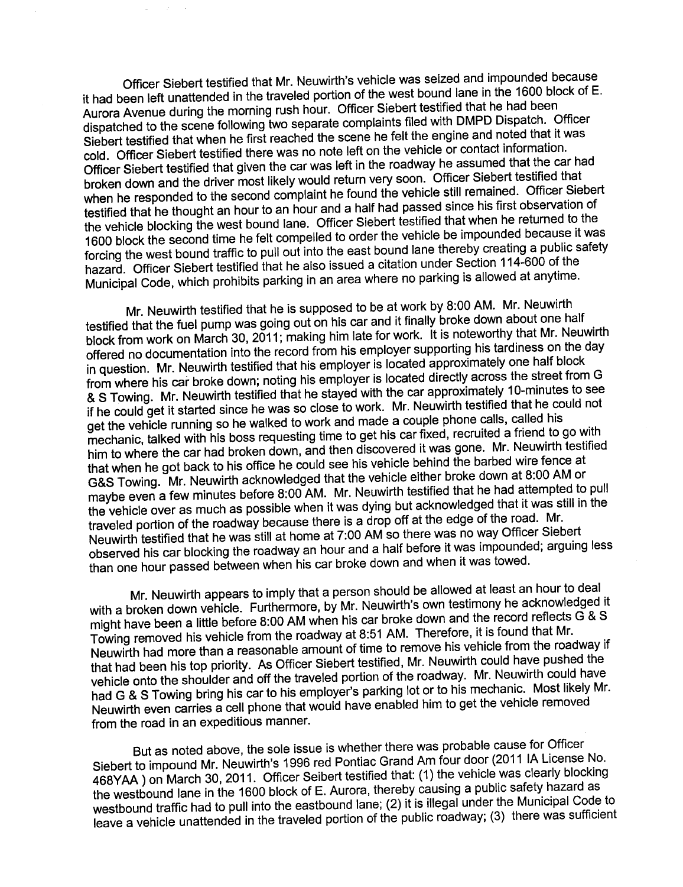Officer Siebert testified that Mr. Neuwirth's vehicle was seized and impounded because it had been left unattended in the traveled portion of the west bound lane in the 1600 block of E. Aurora Avenue during the morning rush hour. Officer Siebert testified that he had been dispatched to the scene following two separate complaints filed with DMPD Dispatch. Officer Siebert testified that when he first reached the scene he felt the engine and noted that it was cold. Officer Siebert testified there was no note left on the vehicle or contact information. Officer Siebert testified that given the car was left in the roadway he assumed that the car had broken down and the driver most likely would return very soon. Officer Siebert testified that when he responded to the second complaint he found the vehicle still remained. Officer Siebert testified that he thought an hour to an hour and a half had passed since his first observation of the vehicle blocking the west bound lane. Officer Siebert testified that when he returned to the 1600 block the second time he felt compelled to order the vehicle be impounded because it was forcing the west bound traffic to pull out into the east bound lane thereby creating a public safety hazard. Officer Siebert testified that he also issued a citation under Section 114-600 of the Municipal Code, which prohibits parking in an area where no parking is allowed at anytime.

Mr. Neuwirth testified that he is supposed to be at work by 8:00 AM. Mr. Neuwirth testified that the fuel pump was going out on his car and it finally broke down about one half block from work on March 30, 2011; making him late for work. It is noteworthy that Mr. Neuwirth offered no documentation into the record from his employer supporting his tardiness on the day in question. Mr. Neuwirth testified that his employer is located approximately one half block from where his car broke down; noting his employer is located directly across the street from G & S Towing. Mr. Neuwirth testified that he stayed with the car approximately 10-minutes to see if he could get it started since he was so close to work. Mr. Neuwirth testified that he could not get the vehicle running so he walked to work and made a couple phone calls, called his mechanic, talked with his boss requesting time to get his car fixed, recruited a friend to go with him to where the car had broken down, and then discovered it was gone. Mr. Neuwirth testified that when he got back to his office he could see his vehicle behind the barbed wire fence at G&S Towing. Mr. Neuwirth acknowledged that the vehicle either broke down at 8:00 AM or maybe even a few minutes before 8:00 AM. Mr. Neuwirth testified that he had attempted to pull the vehicle over as much as possible when it was dying but acknowledged that it was still in the traveled portion of the roadway because there is a drop off at the edge of the road. Mr. Neuwirth testified that he was still at home at 7:00 AM so there was no way Officer Siebert observed his car blocking the roadway an hour and a half before it was impounded; arguing less than one hour passed between when his car broke down and when it was towed.

Mr. Neuwirth appears to imply that a person should be allowed at least an hour to deal with a broken down vehicle. Furthermore, by Mr. Neuwirth's own testimony he acknowledged it might have been a little before 8:00 AM when his car broke down and the record reflects G & S Towing removed his vehicle from the roadway at 8:51 AM. Therefore, it is found that Mr. Neuwirth had more than a reasonable amount of time to remove his vehicle from the roadway if that had been his top priority. As Officer Siebert testified, Mr. Neuwirth could have pushed the vehicle onto the shoulder and off the traveled portion of the roadway. Mr. Neuwirth could have had G & S Towing bring his car to his employer's parking lot or to his mechanic. Most likely Mr. Neuwirth even carries a cell phone that would have enabled him to get the vehicle removed from the road in an expeditious manner.

But as noted above, the sole issue is whether there was probable cause for Officer Siebert to impound Mr. Neuwirth's 1996 red Pontiac Grand Am four door (2011 IA License No. 468YAA ) on March 30, 2011. Officer Seibert testified that: (1) the vehicle was clearly blocking the westbound lane in the 1600 block of E. Aurora, thereby causing a public safety hazard as westbound traffic had to pull into the eastbound lane; (2) it is illegal under the Municipal Code to leave a vehicle unattended in the traveled portion of the public roadway; (3) there was sufficient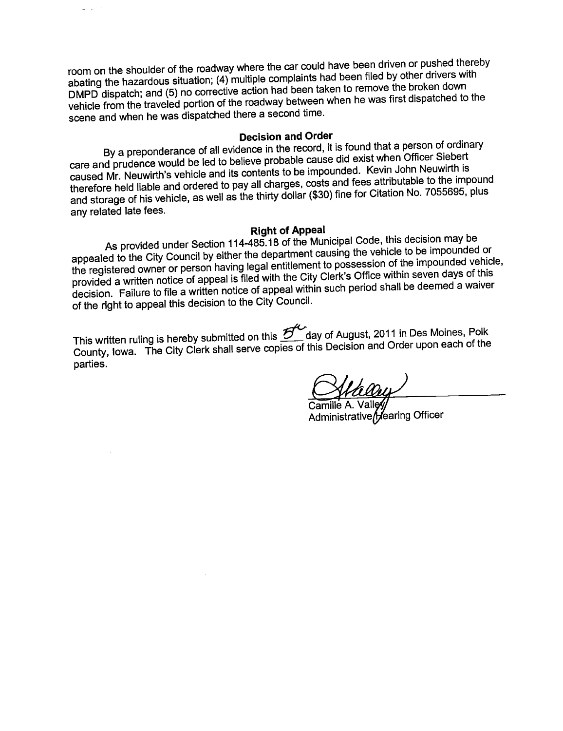room on the shoulder of the roadway where the car could have been driven or pushed thereby abating the hazardous situation; (4) multiple complaints had been filed by other drivers with DMPD dispatch; and (5) no corrective action had been taken to remove the broken down vehicle from the traveled portion of the roadway between when he was first dispatched to the scene and when he was dispatched there a second time.

**Decision and Order**

By a preponderance of all evidence in the record, it is found that a person of ordinary care and prudence would be led to believe probable cause did exist when Officer Siebert caused Mr. Neuwirth's vehicle and its contents to be impounded. Kevin John Neuwirth is therefore held liable and ordered to pay all charges, costs and fees attributable to the impound and storage of his vehicle, as well as the thirty dollar ($30) fine for Citation No. 7055695, plus any related late fees.

**Right of Appeal**

As provided under Section 114-485.18 of the Municipal Code, this decision may be appealed to the City Council by either the department causing the vehicle to be impounded or the registered owner or person having legal entitlement to possession of the impounded vehicle, provided a written notice of appeal is filed with the City Clerk's Office within seven days of this decision. Failure to file a written notice of appeal within such period shall be deemed a waiver of the right to appeal this decision to the City Council.

This written ruling is hereby submitted on this 5th day of August, 2011 in Des Moines, Polk County, Iowa. The City Clerk shall serve copies of this Decision and Order upon each of the parties.

Camille A. Valley
Administrative Hearing Officer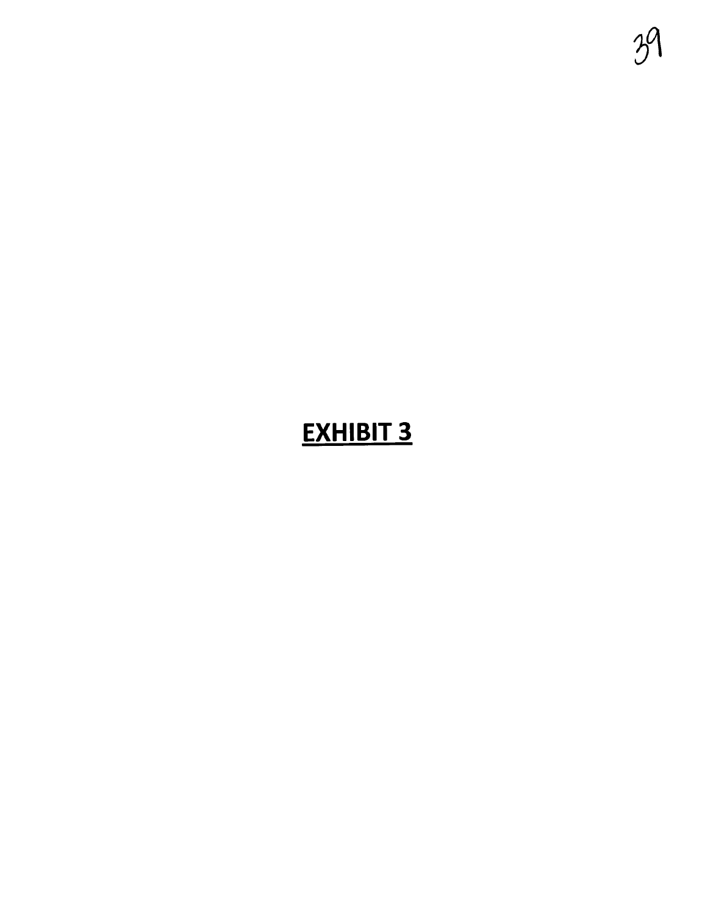**EXHIBIT 3**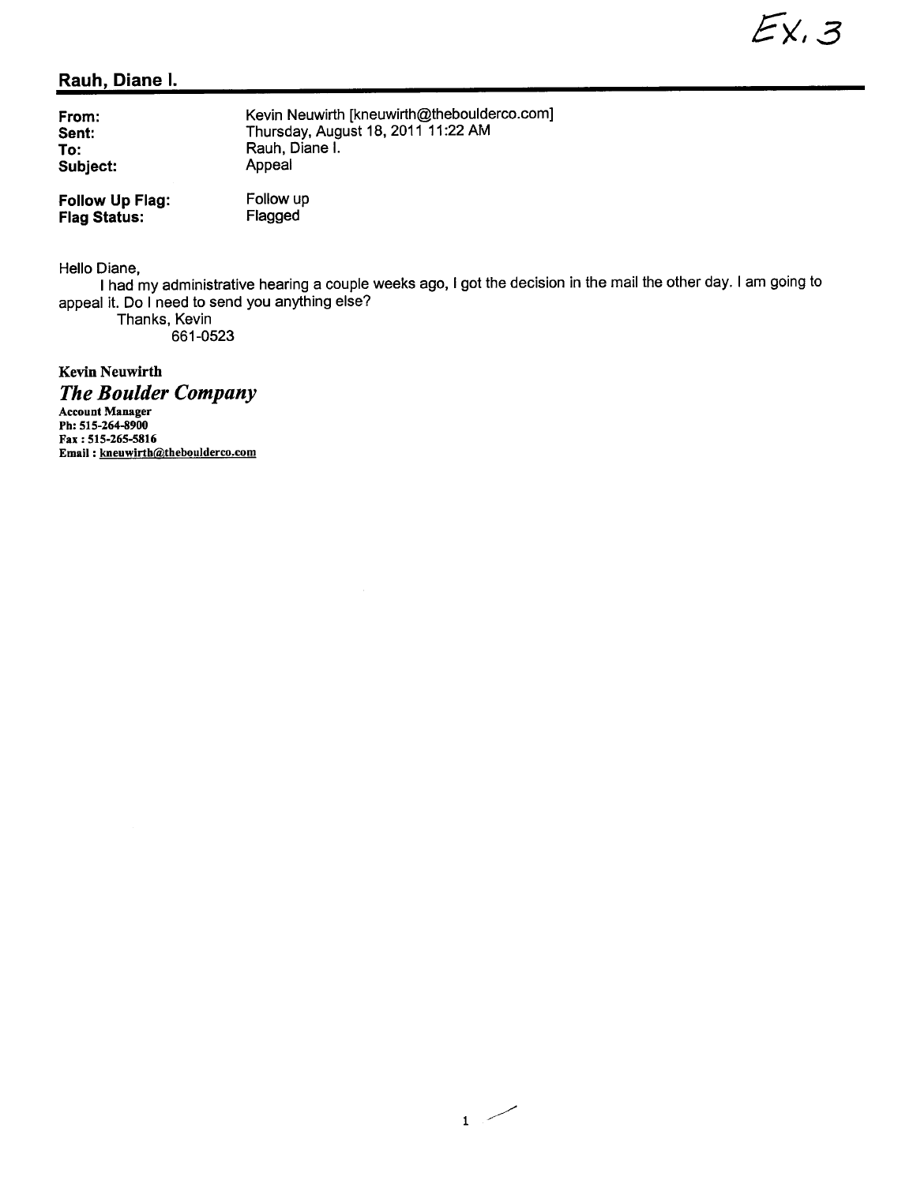Ex. 3

## Rauh, Diane I.

| | |
|---|---|
| **From:** | Kevin Neuwirth [kneuwirth@theboulderco.com] |
| **Sent:** | Thursday, August 18, 2011 11:22 AM |
| **To:** | Rauh, Diane I. |
| **Subject:** | Appeal |
| **Follow Up Flag:** | Follow up |
| **Flag Status:** | Flagged |

Hello Diane,

I had my administrative hearing a couple weeks ago, I got the decision in the mail the other day. I am going to appeal it. Do I need to send you anything else?

Thanks, Kevin

661-0523

**Kevin Neuwirth**

***The Boulder Company***

**Account Manager**
**Ph: 515-264-8900**
**Fax : 515-265-5816**
**Email : kneuwirth@theboulderco.com**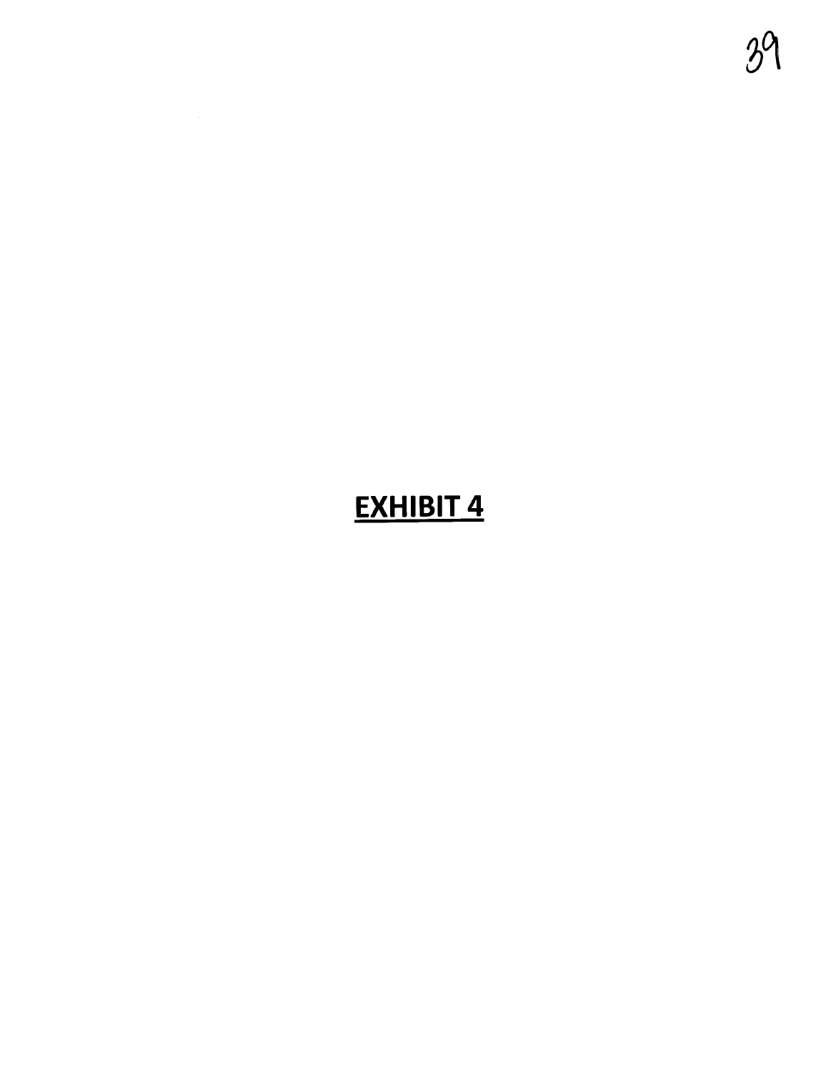# EXHIBIT 4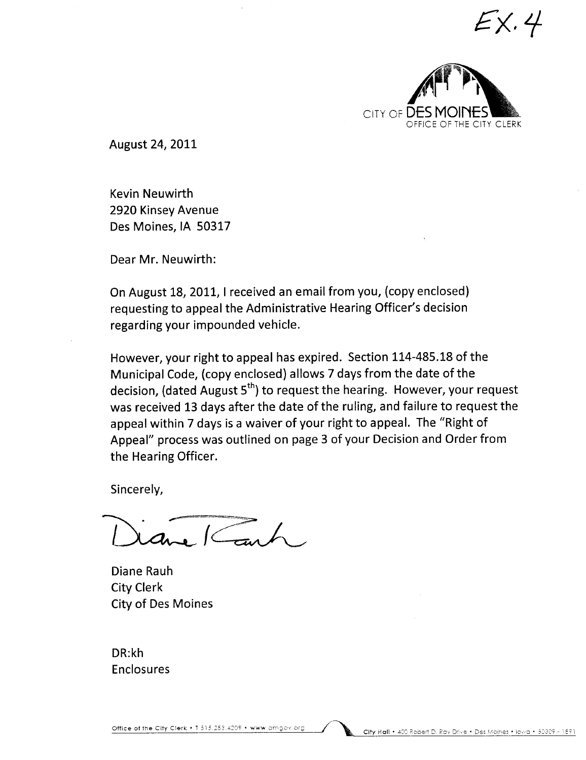EX. 4

CITY OF DES MOINES
OFFICE OF THE CITY CLERK

August 24, 2011

Kevin Neuwirth
2920 Kinsey Avenue
Des Moines, IA 50317

Dear Mr. Neuwirth:

On August 18, 2011, I received an email from you, (copy enclosed) requesting to appeal the Administrative Hearing Officer's decision regarding your impounded vehicle.

However, your right to appeal has expired. Section 114-485.18 of the Municipal Code, (copy enclosed) allows 7 days from the date of the decision, (dated August 5th) to request the hearing. However, your request was received 13 days after the date of the ruling, and failure to request the appeal within 7 days is a waiver of your right to appeal. The "Right of Appeal" process was outlined on page 3 of your Decision and Order from the Hearing Officer.

Sincerely,

Diane Rauh

Diane Rauh
City Clerk
City of Des Moines

DR:kh
Enclosures

Office of the City Clerk • T 515.283.4209 • www.dmgov.org    City Hall • 400 Robert D. Ray Drive • Des Moines • Iowa • 50309 - 1891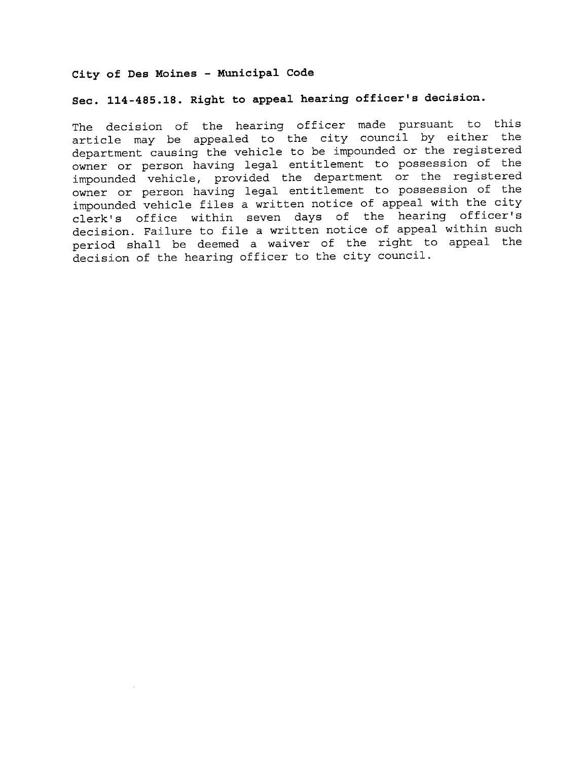**City of Des Moines - Municipal Code**

**Sec. 114-485.18. Right to appeal hearing officer's decision.**

The decision of the hearing officer made pursuant to this article may be appealed to the city council by either the department causing the vehicle to be impounded or the registered owner or person having legal entitlement to possession of the impounded vehicle, provided the department or the registered owner or person having legal entitlement to possession of the impounded vehicle files a written notice of appeal with the city clerk's office within seven days of the hearing officer's decision. Failure to file a written notice of appeal within such period shall be deemed a waiver of the right to appeal the decision of the hearing officer to the city council.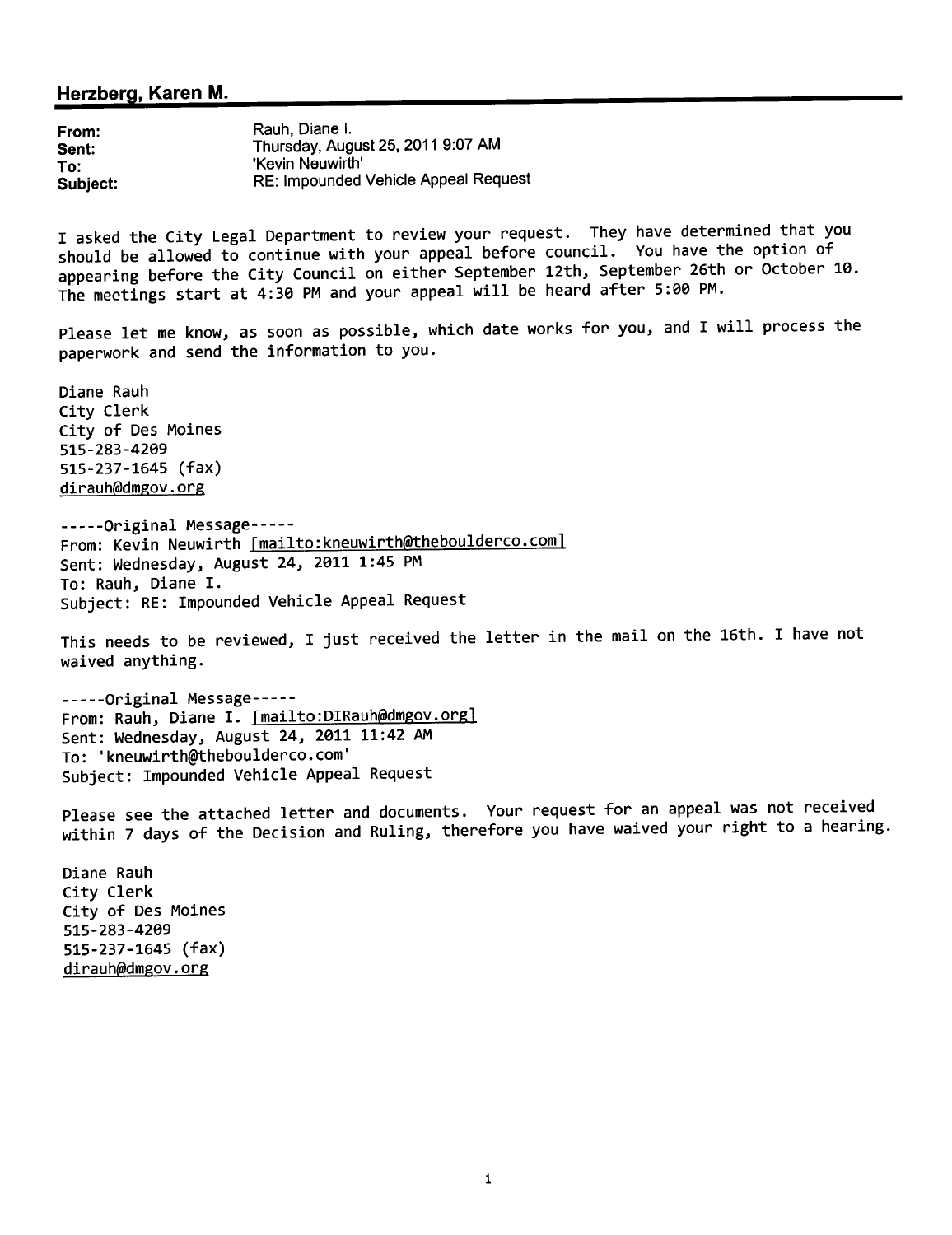## Herzberg, Karen M.

**From:** Rauh, Diane I.
**Sent:** Thursday, August 25, 2011 9:07 AM
**To:** 'Kevin Neuwirth'
**Subject:** RE: Impounded Vehicle Appeal Request

I asked the City Legal Department to review your request. They have determined that you should be allowed to continue with your appeal before council. You have the option of appearing before the City Council on either September 12th, September 26th or October 10. The meetings start at 4:30 PM and your appeal will be heard after 5:00 PM.

Please let me know, as soon as possible, which date works for you, and I will process the paperwork and send the information to you.

Diane Rauh
City Clerk
City of Des Moines
515-283-4209
515-237-1645 (fax)
dirauh@dmgov.org

-----Original Message-----
From: Kevin Neuwirth [mailto:kneuwirth@theboulderco.com]
Sent: Wednesday, August 24, 2011 1:45 PM
To: Rauh, Diane I.
Subject: RE: Impounded Vehicle Appeal Request

This needs to be reviewed, I just received the letter in the mail on the 16th. I have not waived anything.

-----Original Message-----
From: Rauh, Diane I. [mailto:DIRauh@dmgov.org]
Sent: Wednesday, August 24, 2011 11:42 AM
To: 'kneuwirth@theboulderco.com'
Subject: Impounded Vehicle Appeal Request

Please see the attached letter and documents. Your request for an appeal was not received within 7 days of the Decision and Ruling, therefore you have waived your right to a hearing.

Diane Rauh
City Clerk
City of Des Moines
515-283-4209
515-237-1645 (fax)
dirauh@dmgov.org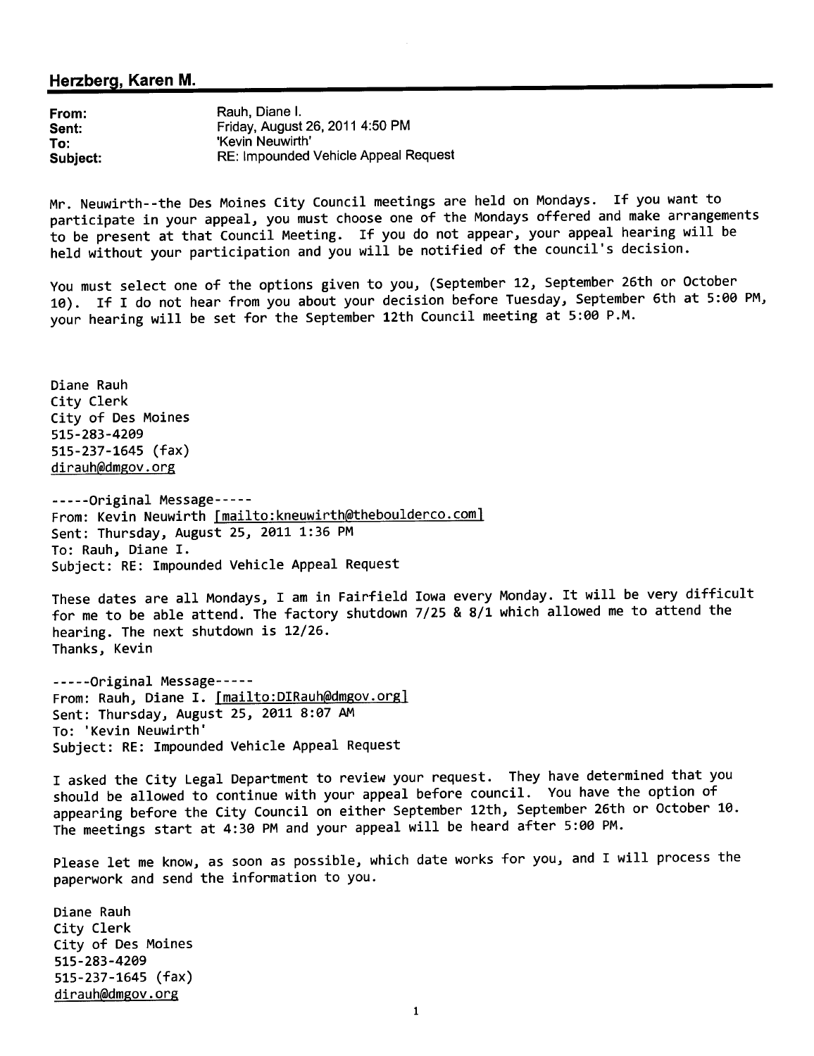## Herzberg, Karen M.

**From:** Rauh, Diane I.
**Sent:** Friday, August 26, 2011 4:50 PM
**To:** 'Kevin Neuwirth'
**Subject:** RE: Impounded Vehicle Appeal Request

Mr. Neuwirth--the Des Moines City Council meetings are held on Mondays. If you want to participate in your appeal, you must choose one of the Mondays offered and make arrangements to be present at that Council Meeting. If you do not appear, your appeal hearing will be held without your participation and you will be notified of the council's decision.

You must select one of the options given to you, (September 12, September 26th or October 10). If I do not hear from you about your decision before Tuesday, September 6th at 5:00 PM, your hearing will be set for the September 12th Council meeting at 5:00 P.M.

Diane Rauh
City Clerk
City of Des Moines
515-283-4209
515-237-1645 (fax)
dirauh@dmgov.org

-----Original Message-----
From: Kevin Neuwirth [mailto:kneuwirth@theboulderco.com]
Sent: Thursday, August 25, 2011 1:36 PM
To: Rauh, Diane I.
Subject: RE: Impounded Vehicle Appeal Request

These dates are all Mondays, I am in Fairfield Iowa every Monday. It will be very difficult for me to be able attend. The factory shutdown 7/25 & 8/1 which allowed me to attend the hearing. The next shutdown is 12/26.
Thanks, Kevin

-----Original Message-----
From: Rauh, Diane I. [mailto:DIRauh@dmgov.org]
Sent: Thursday, August 25, 2011 8:07 AM
To: 'Kevin Neuwirth'
Subject: RE: Impounded Vehicle Appeal Request

I asked the City Legal Department to review your request. They have determined that you should be allowed to continue with your appeal before council. You have the option of appearing before the City Council on either September 12th, September 26th or October 10. The meetings start at 4:30 PM and your appeal will be heard after 5:00 PM.

Please let me know, as soon as possible, which date works for you, and I will process the paperwork and send the information to you.

Diane Rauh
City Clerk
City of Des Moines
515-283-4209
515-237-1645 (fax)
dirauh@dmgov.org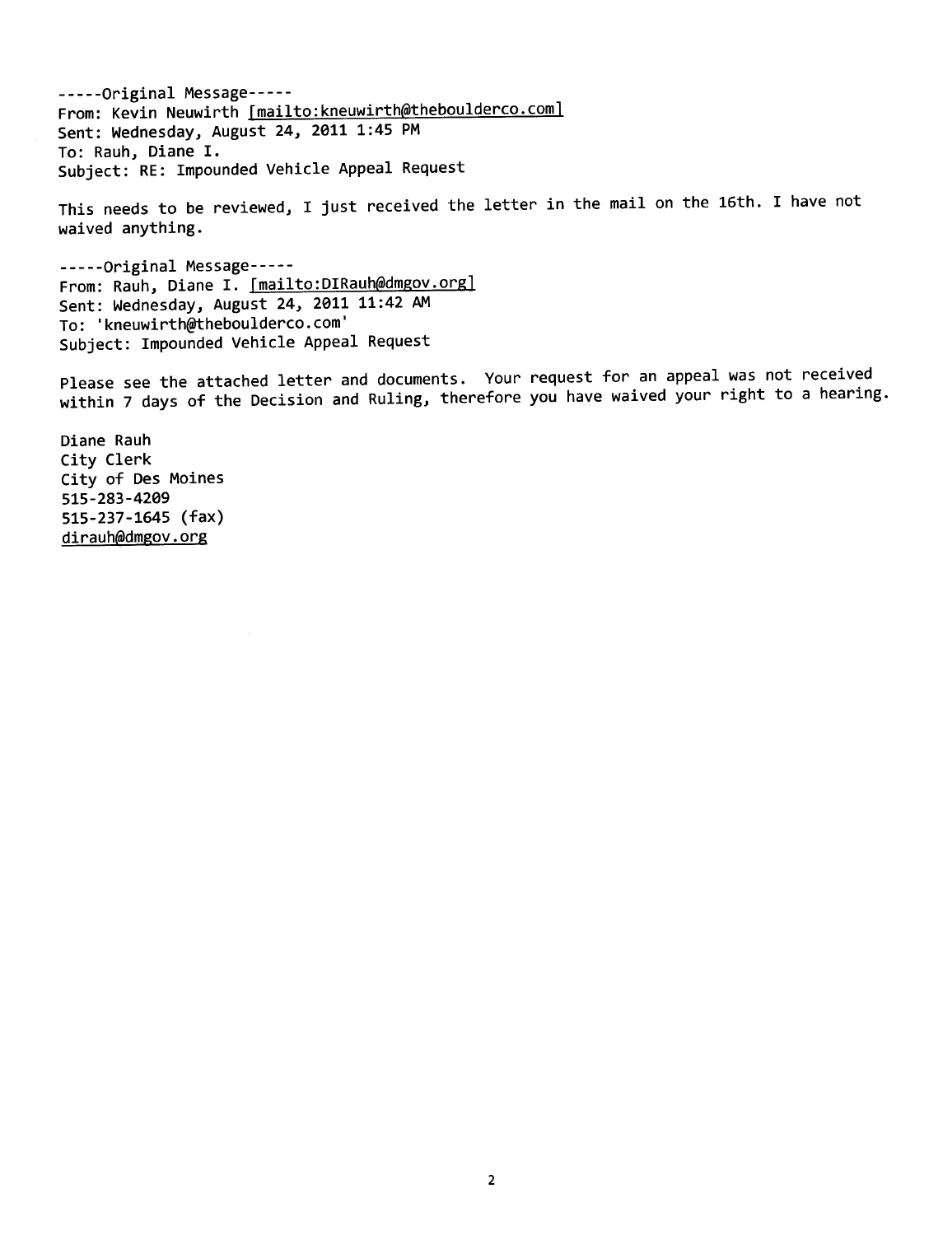-----Original Message-----
From: Kevin Neuwirth [mailto:kneuwirth@theboulderco.com]
Sent: Wednesday, August 24, 2011 1:45 PM
To: Rauh, Diane I.
Subject: RE: Impounded Vehicle Appeal Request

This needs to be reviewed, I just received the letter in the mail on the 16th. I have not waived anything.

-----Original Message-----
From: Rauh, Diane I. [mailto:DIRauh@dmgov.org]
Sent: Wednesday, August 24, 2011 11:42 AM
To: 'kneuwirth@theboulderco.com'
Subject: Impounded Vehicle Appeal Request

Please see the attached letter and documents. Your request for an appeal was not received within 7 days of the Decision and Ruling, therefore you have waived your right to a hearing.

Diane Rauh
City Clerk
City of Des Moines
515-283-4209
515-237-1645 (fax)
dirauh@dmgov.org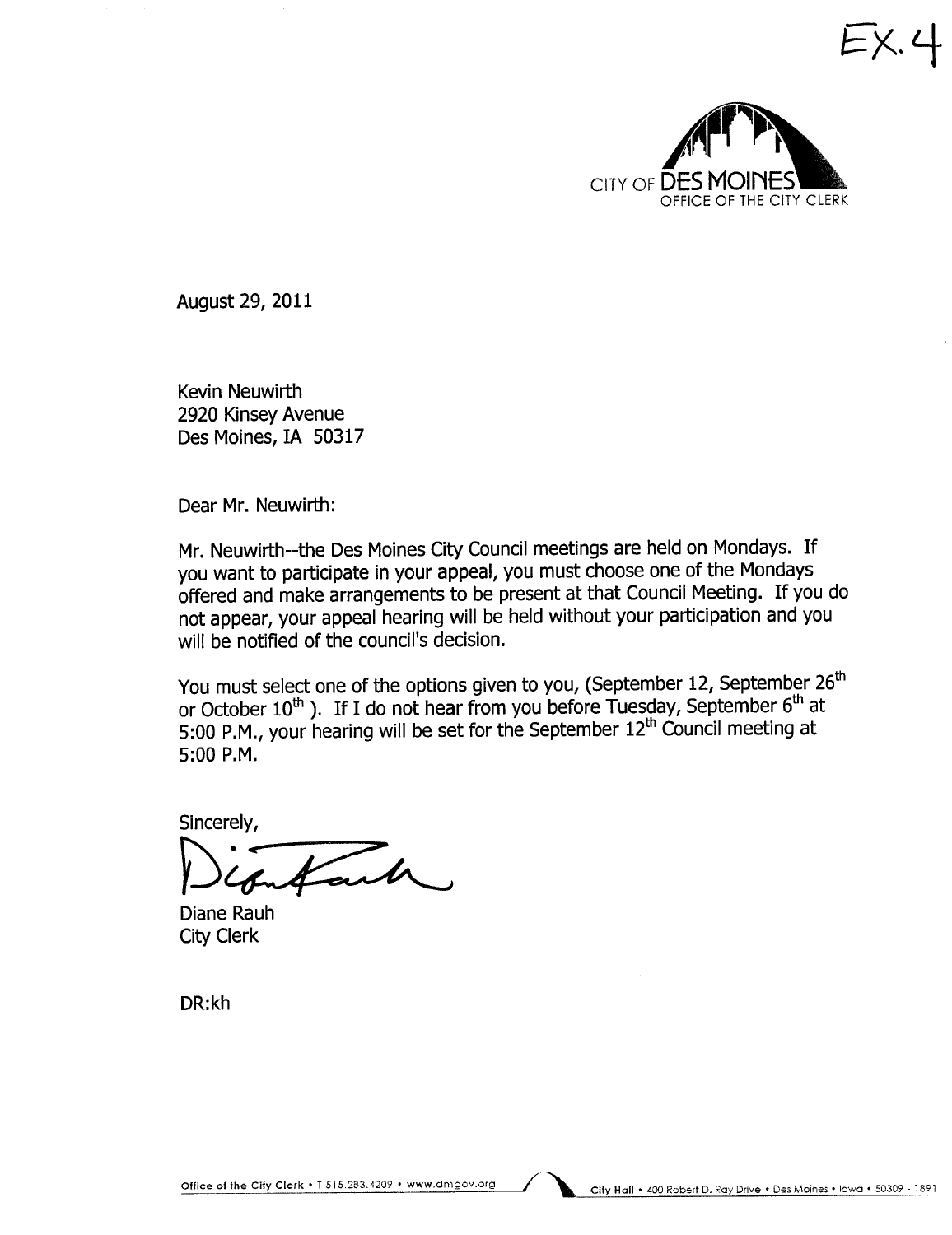EX. 4

CITY OF DES MOINES
OFFICE OF THE CITY CLERK

August 29, 2011

Kevin Neuwirth
2920 Kinsey Avenue
Des Moines, IA 50317

Dear Mr. Neuwirth:

Mr. Neuwirth--the Des Moines City Council meetings are held on Mondays. If you want to participate in your appeal, you must choose one of the Mondays offered and make arrangements to be present at that Council Meeting. If you do not appear, your appeal hearing will be held without your participation and you will be notified of the council's decision.

You must select one of the options given to you, (September 12, September 26th or October 10th ). If I do not hear from you before Tuesday, September 6th at 5:00 P.M., your hearing will be set for the September 12th Council meeting at 5:00 P.M.

Sincerely,

Diane Rauh
City Clerk

DR:kh

Office of the City Clerk • T 515.283.4209 • www.dmgov.org

City Hall • 400 Robert D. Ray Drive • Des Moines • Iowa • 50309 - 1891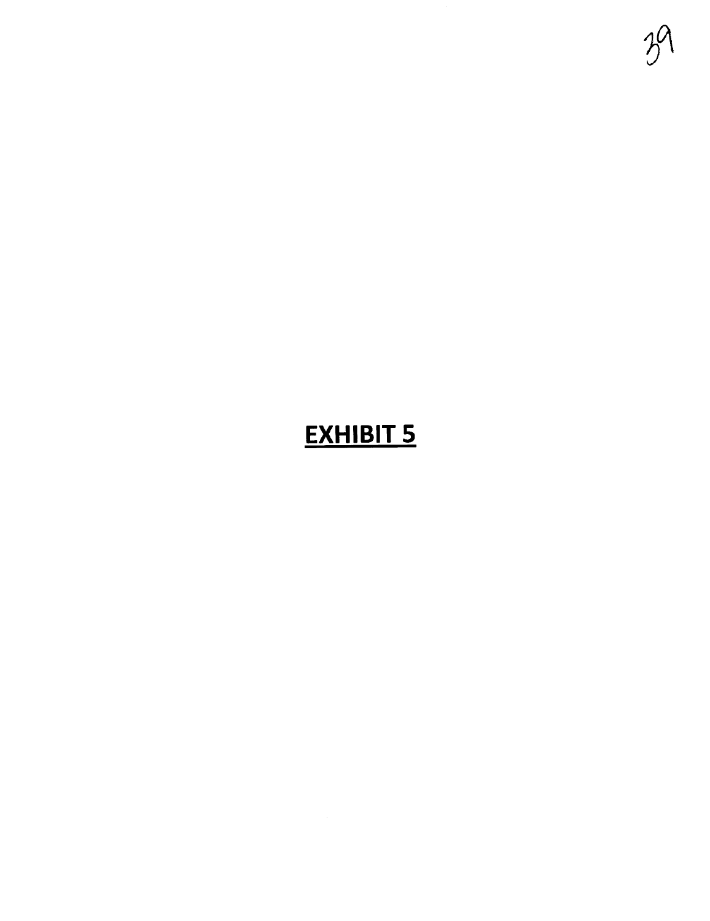**EXHIBIT 5**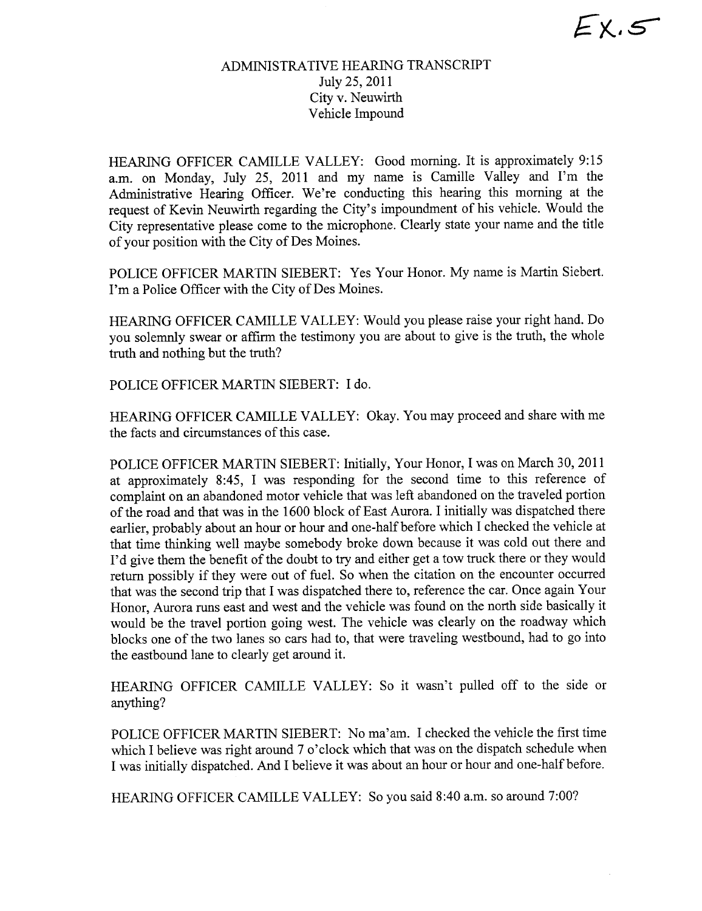EX. 5

# ADMINISTRATIVE HEARING TRANSCRIPT
July 25, 2011
City v. Neuwirth
Vehicle Impound

HEARING OFFICER CAMILLE VALLEY: Good morning. It is approximately 9:15 a.m. on Monday, July 25, 2011 and my name is Camille Valley and I'm the Administrative Hearing Officer. We're conducting this hearing this morning at the request of Kevin Neuwirth regarding the City's impoundment of his vehicle. Would the City representative please come to the microphone. Clearly state your name and the title of your position with the City of Des Moines.

POLICE OFFICER MARTIN SIEBERT: Yes Your Honor. My name is Martin Siebert. I'm a Police Officer with the City of Des Moines.

HEARING OFFICER CAMILLE VALLEY: Would you please raise your right hand. Do you solemnly swear or affirm the testimony you are about to give is the truth, the whole truth and nothing but the truth?

POLICE OFFICER MARTIN SIEBERT: I do.

HEARING OFFICER CAMILLE VALLEY: Okay. You may proceed and share with me the facts and circumstances of this case.

POLICE OFFICER MARTIN SIEBERT: Initially, Your Honor, I was on March 30, 2011 at approximately 8:45, I was responding for the second time to this reference of complaint on an abandoned motor vehicle that was left abandoned on the traveled portion of the road and that was in the 1600 block of East Aurora. I initially was dispatched there earlier, probably about an hour or hour and one-half before which I checked the vehicle at that time thinking well maybe somebody broke down because it was cold out there and I'd give them the benefit of the doubt to try and either get a tow truck there or they would return possibly if they were out of fuel. So when the citation on the encounter occurred that was the second trip that I was dispatched there to, reference the car. Once again Your Honor, Aurora runs east and west and the vehicle was found on the north side basically it would be the travel portion going west. The vehicle was clearly on the roadway which blocks one of the two lanes so cars had to, that were traveling westbound, had to go into the eastbound lane to clearly get around it.

HEARING OFFICER CAMILLE VALLEY: So it wasn't pulled off to the side or anything?

POLICE OFFICER MARTIN SIEBERT: No ma'am. I checked the vehicle the first time which I believe was right around 7 o'clock which that was on the dispatch schedule when I was initially dispatched. And I believe it was about an hour or hour and one-half before.

HEARING OFFICER CAMILLE VALLEY: So you said 8:40 a.m. so around 7:00?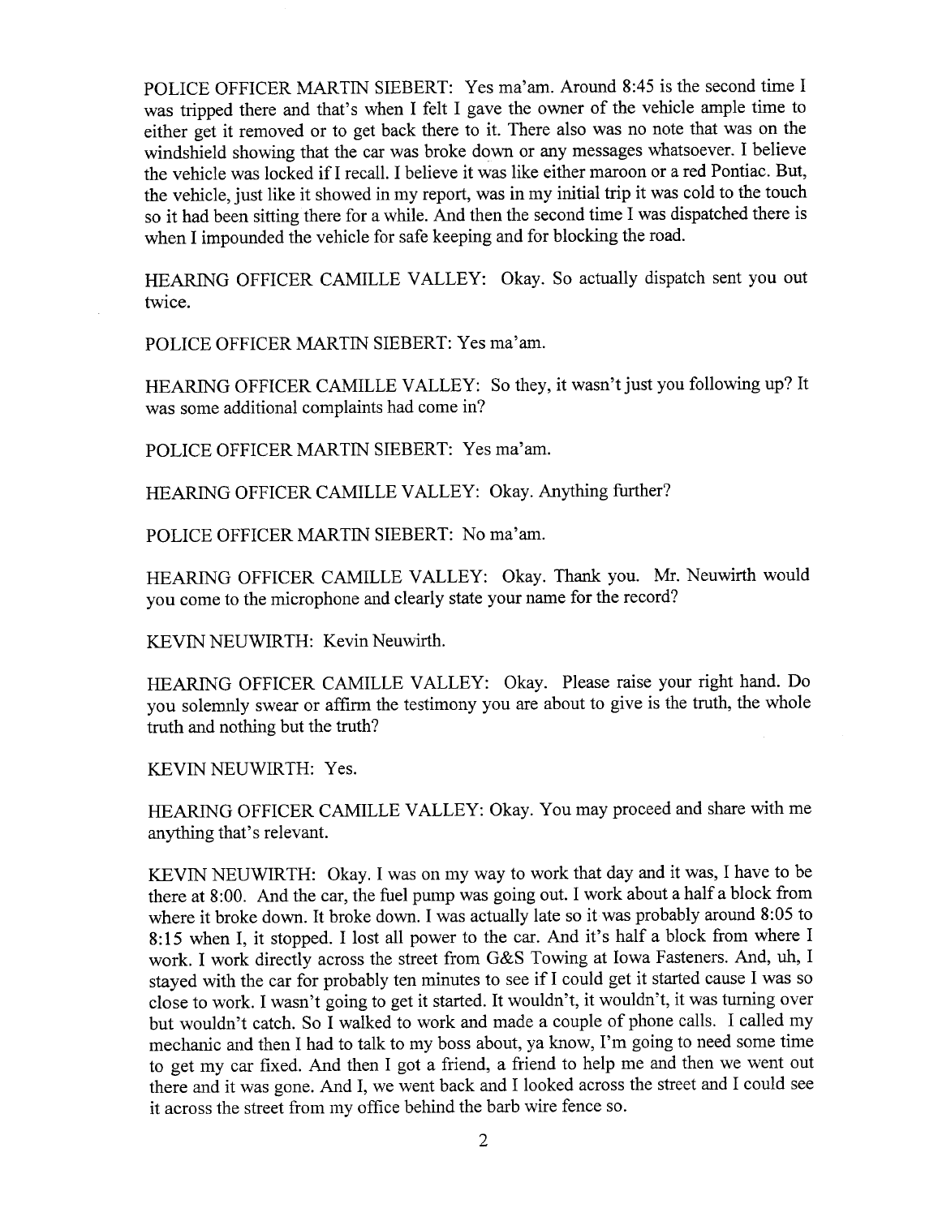POLICE OFFICER MARTIN SIEBERT: Yes ma'am. Around 8:45 is the second time I was tripped there and that's when I felt I gave the owner of the vehicle ample time to either get it removed or to get back there to it. There also was no note that was on the windshield showing that the car was broke down or any messages whatsoever. I believe the vehicle was locked if I recall. I believe it was like either maroon or a red Pontiac. But, the vehicle, just like it showed in my report, was in my initial trip it was cold to the touch so it had been sitting there for a while. And then the second time I was dispatched there is when I impounded the vehicle for safe keeping and for blocking the road.

HEARING OFFICER CAMILLE VALLEY: Okay. So actually dispatch sent you out twice.

POLICE OFFICER MARTIN SIEBERT: Yes ma'am.

HEARING OFFICER CAMILLE VALLEY: So they, it wasn't just you following up? It was some additional complaints had come in?

POLICE OFFICER MARTIN SIEBERT: Yes ma'am.

HEARING OFFICER CAMILLE VALLEY: Okay. Anything further?

POLICE OFFICER MARTIN SIEBERT: No ma'am.

HEARING OFFICER CAMILLE VALLEY: Okay. Thank you. Mr. Neuwirth would you come to the microphone and clearly state your name for the record?

KEVIN NEUWIRTH: Kevin Neuwirth.

HEARING OFFICER CAMILLE VALLEY: Okay. Please raise your right hand. Do you solemnly swear or affirm the testimony you are about to give is the truth, the whole truth and nothing but the truth?

KEVIN NEUWIRTH: Yes.

HEARING OFFICER CAMILLE VALLEY: Okay. You may proceed and share with me anything that's relevant.

KEVIN NEUWIRTH: Okay. I was on my way to work that day and it was, I have to be there at 8:00. And the car, the fuel pump was going out. I work about a half a block from where it broke down. It broke down. I was actually late so it was probably around 8:05 to 8:15 when I, it stopped. I lost all power to the car. And it's half a block from where I work. I work directly across the street from G&S Towing at Iowa Fasteners. And, uh, I stayed with the car for probably ten minutes to see if I could get it started cause I was so close to work. I wasn't going to get it started. It wouldn't, it wouldn't, it was turning over but wouldn't catch. So I walked to work and made a couple of phone calls. I called my mechanic and then I had to talk to my boss about, ya know, I'm going to need some time to get my car fixed. And then I got a friend, a friend to help me and then we went out there and it was gone. And I, we went back and I looked across the street and I could see it across the street from my office behind the barb wire fence so.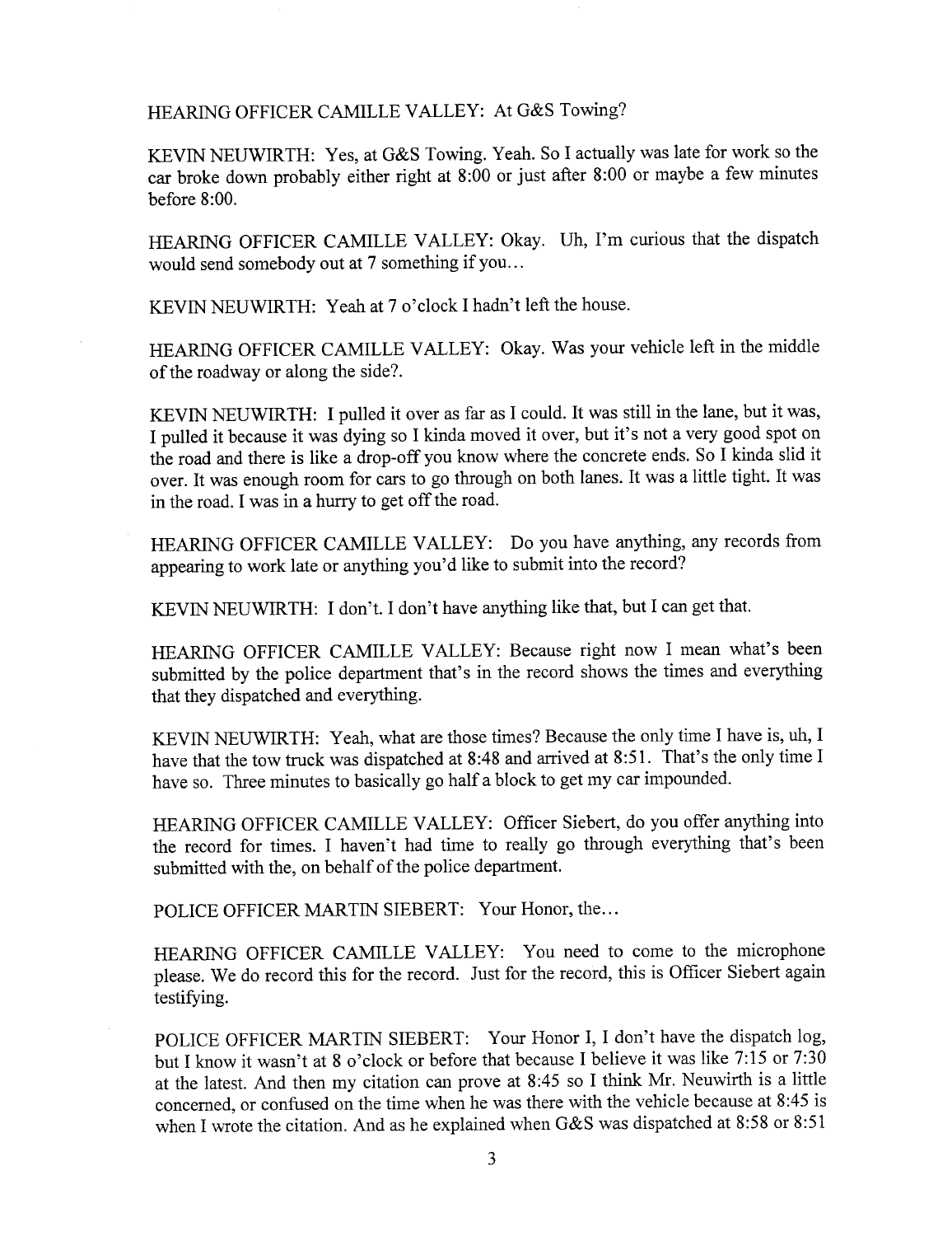HEARING OFFICER CAMILLE VALLEY: At G&S Towing?

KEVIN NEUWIRTH: Yes, at G&S Towing. Yeah. So I actually was late for work so the car broke down probably either right at 8:00 or just after 8:00 or maybe a few minutes before 8:00.

HEARING OFFICER CAMILLE VALLEY: Okay. Uh, I'm curious that the dispatch would send somebody out at 7 something if you...

KEVIN NEUWIRTH: Yeah at 7 o'clock I hadn't left the house.

HEARING OFFICER CAMILLE VALLEY: Okay. Was your vehicle left in the middle of the roadway or along the side?.

KEVIN NEUWIRTH: I pulled it over as far as I could. It was still in the lane, but it was, I pulled it because it was dying so I kinda moved it over, but it's not a very good spot on the road and there is like a drop-off you know where the concrete ends. So I kinda slid it over. It was enough room for cars to go through on both lanes. It was a little tight. It was in the road. I was in a hurry to get off the road.

HEARING OFFICER CAMILLE VALLEY: Do you have anything, any records from appearing to work late or anything you'd like to submit into the record?

KEVIN NEUWIRTH: I don't. I don't have anything like that, but I can get that.

HEARING OFFICER CAMILLE VALLEY: Because right now I mean what's been submitted by the police department that's in the record shows the times and everything that they dispatched and everything.

KEVIN NEUWIRTH: Yeah, what are those times? Because the only time I have is, uh, I have that the tow truck was dispatched at 8:48 and arrived at 8:51. That's the only time I have so. Three minutes to basically go half a block to get my car impounded.

HEARING OFFICER CAMILLE VALLEY: Officer Siebert, do you offer anything into the record for times. I haven't had time to really go through everything that's been submitted with the, on behalf of the police department.

POLICE OFFICER MARTIN SIEBERT: Your Honor, the...

HEARING OFFICER CAMILLE VALLEY: You need to come to the microphone please. We do record this for the record. Just for the record, this is Officer Siebert again testifying.

POLICE OFFICER MARTIN SIEBERT: Your Honor I, I don't have the dispatch log, but I know it wasn't at 8 o'clock or before that because I believe it was like 7:15 or 7:30 at the latest. And then my citation can prove at 8:45 so I think Mr. Neuwirth is a little concerned, or confused on the time when he was there with the vehicle because at 8:45 is when I wrote the citation. And as he explained when G&S was dispatched at 8:58 or 8:51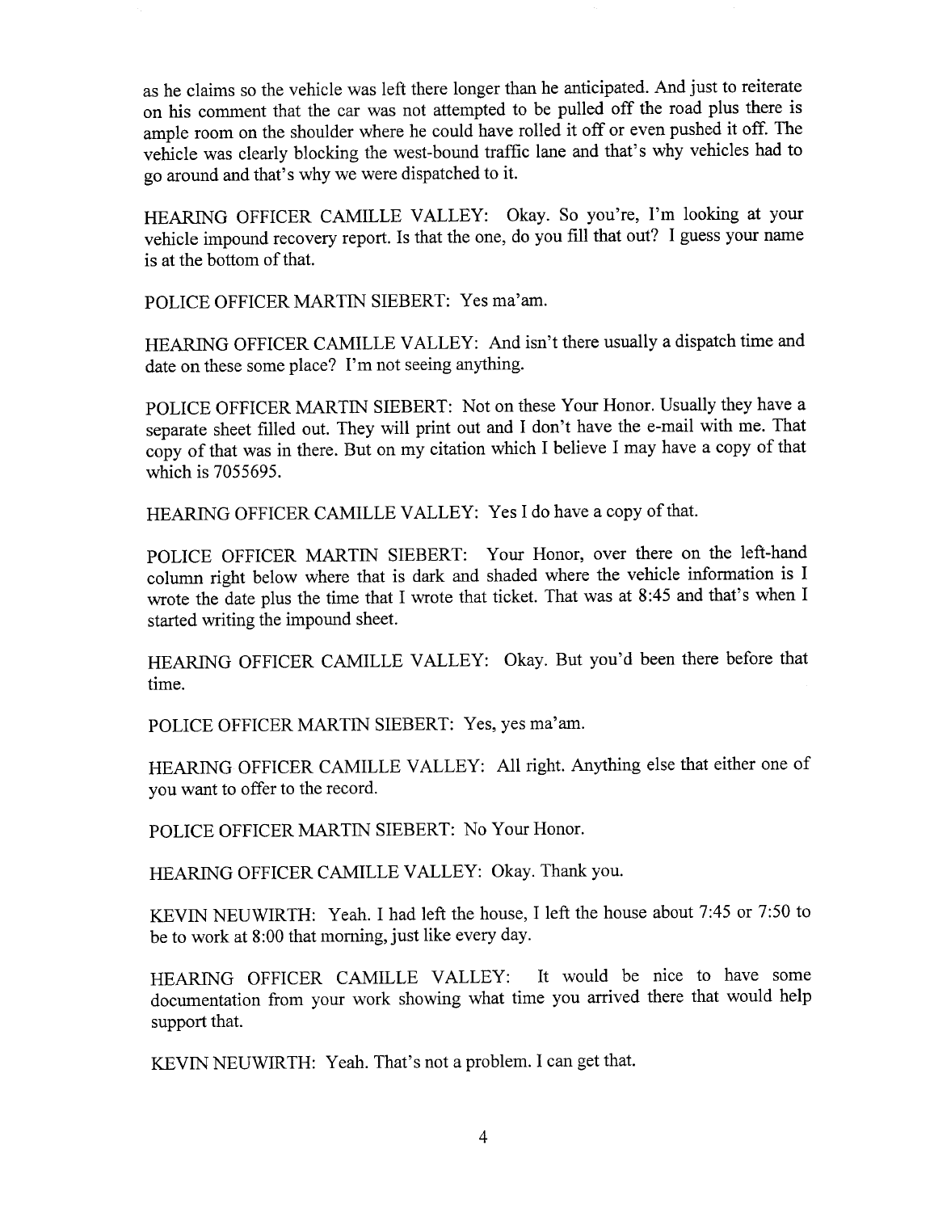as he claims so the vehicle was left there longer than he anticipated. And just to reiterate on his comment that the car was not attempted to be pulled off the road plus there is ample room on the shoulder where he could have rolled it off or even pushed it off. The vehicle was clearly blocking the west-bound traffic lane and that's why vehicles had to go around and that's why we were dispatched to it.

HEARING OFFICER CAMILLE VALLEY: Okay. So you're, I'm looking at your vehicle impound recovery report. Is that the one, do you fill that out? I guess your name is at the bottom of that.

POLICE OFFICER MARTIN SIEBERT: Yes ma'am.

HEARING OFFICER CAMILLE VALLEY: And isn't there usually a dispatch time and date on these some place? I'm not seeing anything.

POLICE OFFICER MARTIN SIEBERT: Not on these Your Honor. Usually they have a separate sheet filled out. They will print out and I don't have the e-mail with me. That copy of that was in there. But on my citation which I believe I may have a copy of that which is 7055695.

HEARING OFFICER CAMILLE VALLEY: Yes I do have a copy of that.

POLICE OFFICER MARTIN SIEBERT: Your Honor, over there on the left-hand column right below where that is dark and shaded where the vehicle information is I wrote the date plus the time that I wrote that ticket. That was at 8:45 and that's when I started writing the impound sheet.

HEARING OFFICER CAMILLE VALLEY: Okay. But you'd been there before that time.

POLICE OFFICER MARTIN SIEBERT: Yes, yes ma'am.

HEARING OFFICER CAMILLE VALLEY: All right. Anything else that either one of you want to offer to the record.

POLICE OFFICER MARTIN SIEBERT: No Your Honor.

HEARING OFFICER CAMILLE VALLEY: Okay. Thank you.

KEVIN NEUWIRTH: Yeah. I had left the house, I left the house about 7:45 or 7:50 to be to work at 8:00 that morning, just like every day.

HEARING OFFICER CAMILLE VALLEY: It would be nice to have some documentation from your work showing what time you arrived there that would help support that.

KEVIN NEUWIRTH: Yeah. That's not a problem. I can get that.